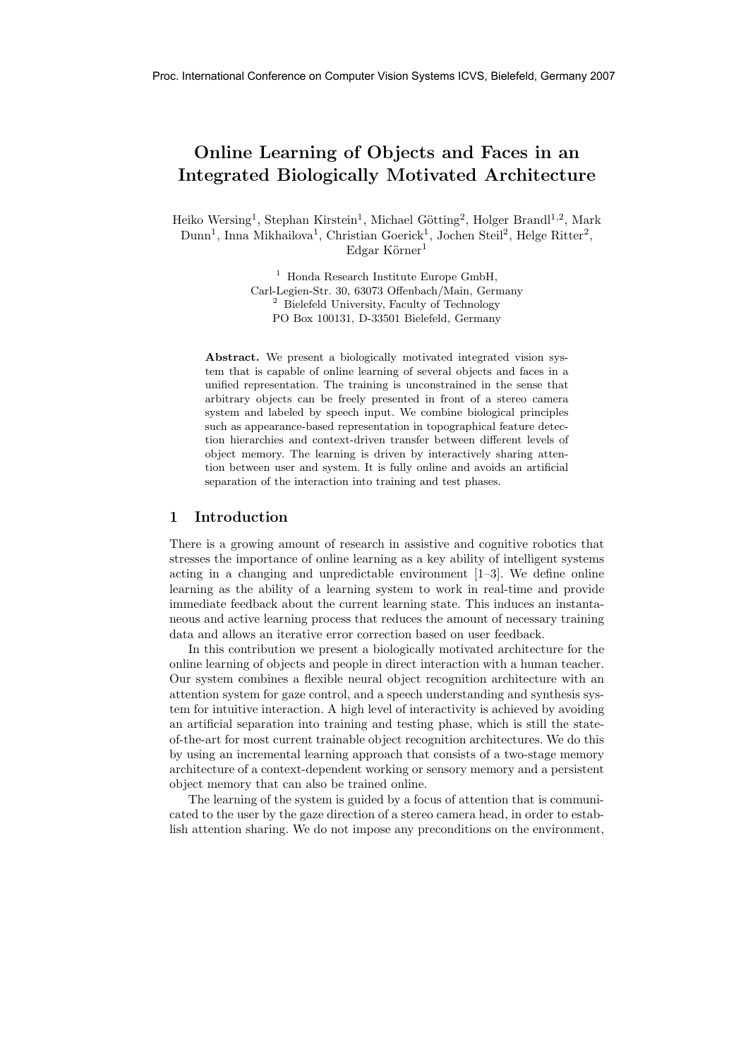Proc. International Conference on Computer Vision Systems ICVS, Bielefeld, Germany 2007

# Online Learning of Objects and Faces in an Integrated Biologically Motivated Architecture

Heiko Wersing[1], Stephan Kirstein[1], Michael Götting[2], Holger Brandl[1,2], Mark Dunn[1], Inna Mikhailova[1], Christian Goerick[1], Jochen Steil[2], Helge Ritter[2], Edgar Körner[1]

[1] Honda Research Institute Europe GmbH,
Carl-Legien-Str. 30, 63073 Offenbach/Main, Germany
[2] Bielefeld University, Faculty of Technology
PO Box 100131, D-33501 Bielefeld, Germany

**Abstract.** We present a biologically motivated integrated vision system that is capable of online learning of several objects and faces in a unified representation. The training is unconstrained in the sense that arbitrary objects can be freely presented in front of a stereo camera system and labeled by speech input. We combine biological principles such as appearance-based representation in topographical feature detection hierarchies and context-driven transfer between different levels of object memory. The learning is driven by interactively sharing attention between user and system. It is fully online and avoids an artificial separation of the interaction into training and test phases.

## 1 Introduction

There is a growing amount of research in assistive and cognitive robotics that stresses the importance of online learning as a key ability of intelligent systems acting in a changing and unpredictable environment [1–3]. We define online learning as the ability of a learning system to work in real-time and provide immediate feedback about the current learning state. This induces an instantaneous and active learning process that reduces the amount of necessary training data and allows an iterative error correction based on user feedback.

In this contribution we present a biologically motivated architecture for the online learning of objects and people in direct interaction with a human teacher. Our system combines a flexible neural object recognition architecture with an attention system for gaze control, and a speech understanding and synthesis system for intuitive interaction. A high level of interactivity is achieved by avoiding an artificial separation into training and testing phase, which is still the state-of-the-art for most current trainable object recognition architectures. We do this by using an incremental learning approach that consists of a two-stage memory architecture of a context-dependent working or sensory memory and a persistent object memory that can also be trained online.

The learning of the system is guided by a focus of attention that is communicated to the user by the gaze direction of a stereo camera head, in order to establish attention sharing. We do not impose any preconditions on the environment,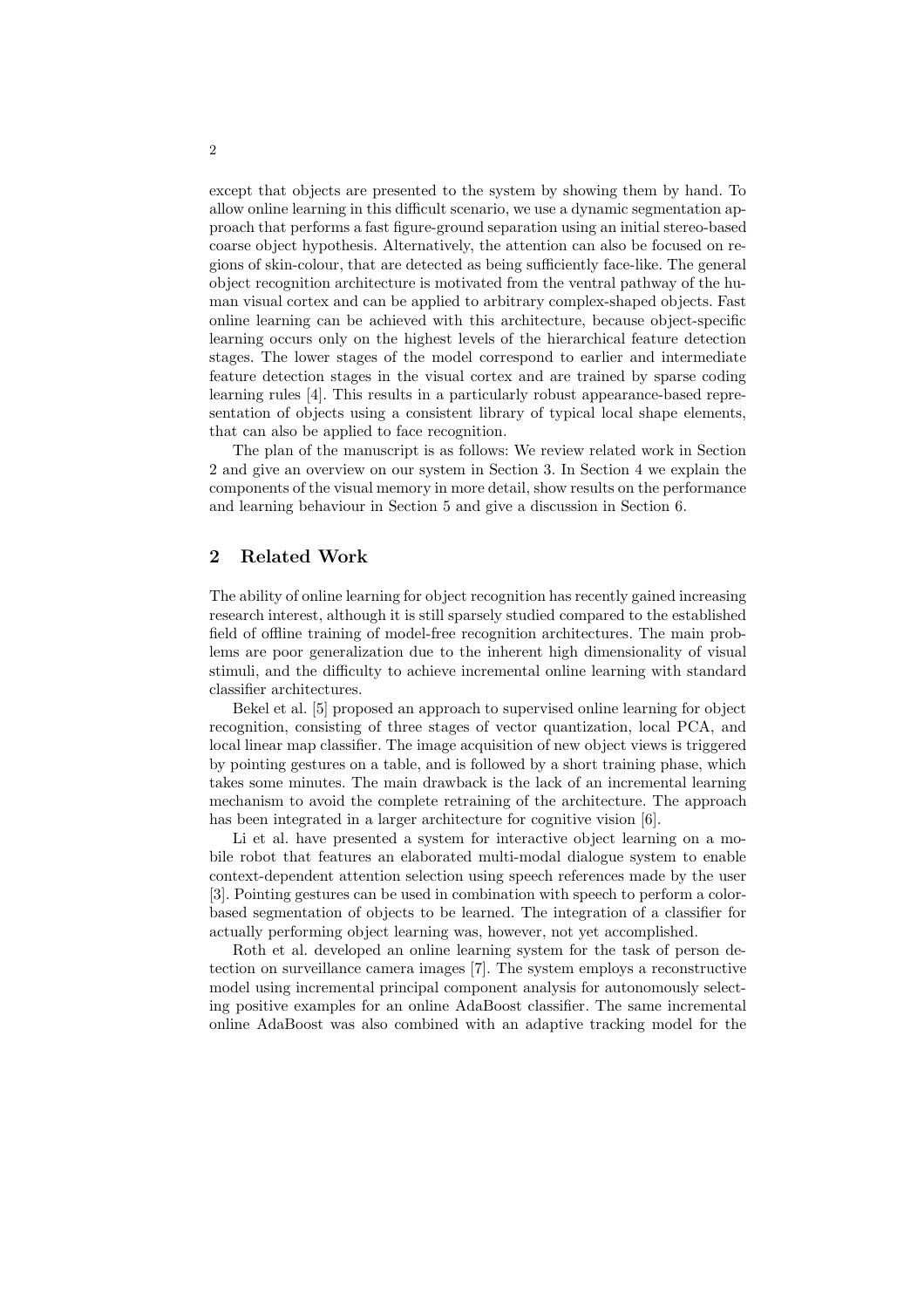except that objects are presented to the system by showing them by hand. To allow online learning in this difficult scenario, we use a dynamic segmentation approach that performs a fast figure-ground separation using an initial stereo-based coarse object hypothesis. Alternatively, the attention can also be focused on regions of skin-colour, that are detected as being sufficiently face-like. The general object recognition architecture is motivated from the ventral pathway of the human visual cortex and can be applied to arbitrary complex-shaped objects. Fast online learning can be achieved with this architecture, because object-specific learning occurs only on the highest levels of the hierarchical feature detection stages. The lower stages of the model correspond to earlier and intermediate feature detection stages in the visual cortex and are trained by sparse coding learning rules [4]. This results in a particularly robust appearance-based representation of objects using a consistent library of typical local shape elements, that can also be applied to face recognition.

The plan of the manuscript is as follows: We review related work in Section 2 and give an overview on our system in Section 3. In Section 4 we explain the components of the visual memory in more detail, show results on the performance and learning behaviour in Section 5 and give a discussion in Section 6.

## 2 Related Work

The ability of online learning for object recognition has recently gained increasing research interest, although it is still sparsely studied compared to the established field of offline training of model-free recognition architectures. The main problems are poor generalization due to the inherent high dimensionality of visual stimuli, and the difficulty to achieve incremental online learning with standard classifier architectures.

Bekel et al. [5] proposed an approach to supervised online learning for object recognition, consisting of three stages of vector quantization, local PCA, and local linear map classifier. The image acquisition of new object views is triggered by pointing gestures on a table, and is followed by a short training phase, which takes some minutes. The main drawback is the lack of an incremental learning mechanism to avoid the complete retraining of the architecture. The approach has been integrated in a larger architecture for cognitive vision [6].

Li et al. have presented a system for interactive object learning on a mobile robot that features an elaborated multi-modal dialogue system to enable context-dependent attention selection using speech references made by the user [3]. Pointing gestures can be used in combination with speech to perform a color-based segmentation of objects to be learned. The integration of a classifier for actually performing object learning was, however, not yet accomplished.

Roth et al. developed an online learning system for the task of person detection on surveillance camera images [7]. The system employs a reconstructive model using incremental principal component analysis for autonomously selecting positive examples for an online AdaBoost classifier. The same incremental online AdaBoost was also combined with an adaptive tracking model for the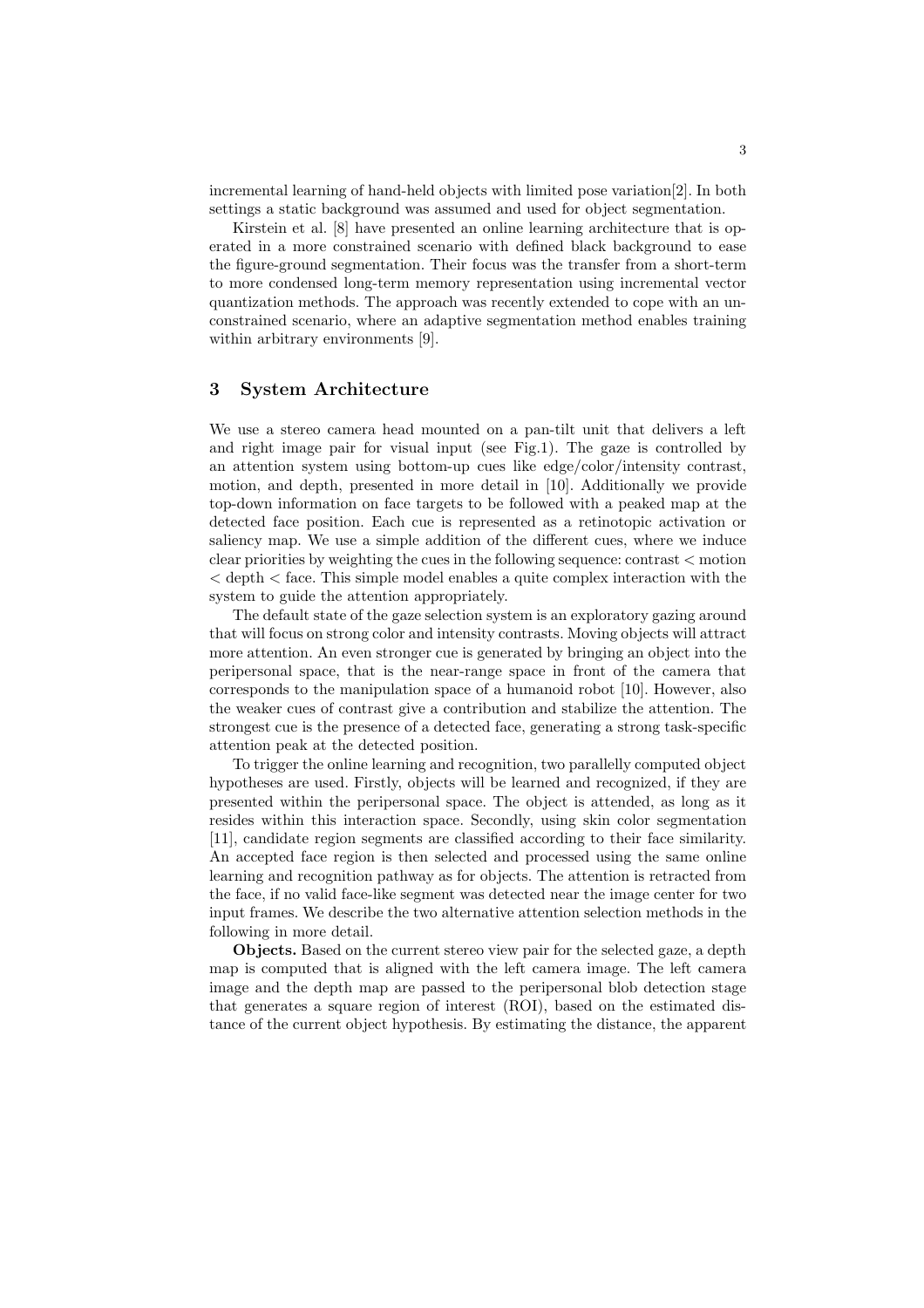incremental learning of hand-held objects with limited pose variation[2]. In both settings a static background was assumed and used for object segmentation.

Kirstein et al. [8] have presented an online learning architecture that is operated in a more constrained scenario with defined black background to ease the figure-ground segmentation. Their focus was the transfer from a short-term to more condensed long-term memory representation using incremental vector quantization methods. The approach was recently extended to cope with an unconstrained scenario, where an adaptive segmentation method enables training within arbitrary environments [9].

## 3 System Architecture

We use a stereo camera head mounted on a pan-tilt unit that delivers a left and right image pair for visual input (see Fig.1). The gaze is controlled by an attention system using bottom-up cues like edge/color/intensity contrast, motion, and depth, presented in more detail in [10]. Additionally we provide top-down information on face targets to be followed with a peaked map at the detected face position. Each cue is represented as a retinotopic activation or saliency map. We use a simple addition of the different cues, where we induce clear priorities by weighting the cues in the following sequence: contrast $<$ motion $<$ depth $<$ face. This simple model enables a quite complex interaction with the system to guide the attention appropriately.

The default state of the gaze selection system is an exploratory gazing around that will focus on strong color and intensity contrasts. Moving objects will attract more attention. An even stronger cue is generated by bringing an object into the peripersonal space, that is the near-range space in front of the camera that corresponds to the manipulation space of a humanoid robot [10]. However, also the weaker cues of contrast give a contribution and stabilize the attention. The strongest cue is the presence of a detected face, generating a strong task-specific attention peak at the detected position.

To trigger the online learning and recognition, two parallelly computed object hypotheses are used. Firstly, objects will be learned and recognized, if they are presented within the peripersonal space. The object is attended, as long as it resides within this interaction space. Secondly, using skin color segmentation [11], candidate region segments are classified according to their face similarity. An accepted face region is then selected and processed using the same online learning and recognition pathway as for objects. The attention is retracted from the face, if no valid face-like segment was detected near the image center for two input frames. We describe the two alternative attention selection methods in the following in more detail.

**Objects.** Based on the current stereo view pair for the selected gaze, a depth map is computed that is aligned with the left camera image. The left camera image and the depth map are passed to the peripersonal blob detection stage that generates a square region of interest (ROI), based on the estimated distance of the current object hypothesis. By estimating the distance, the apparent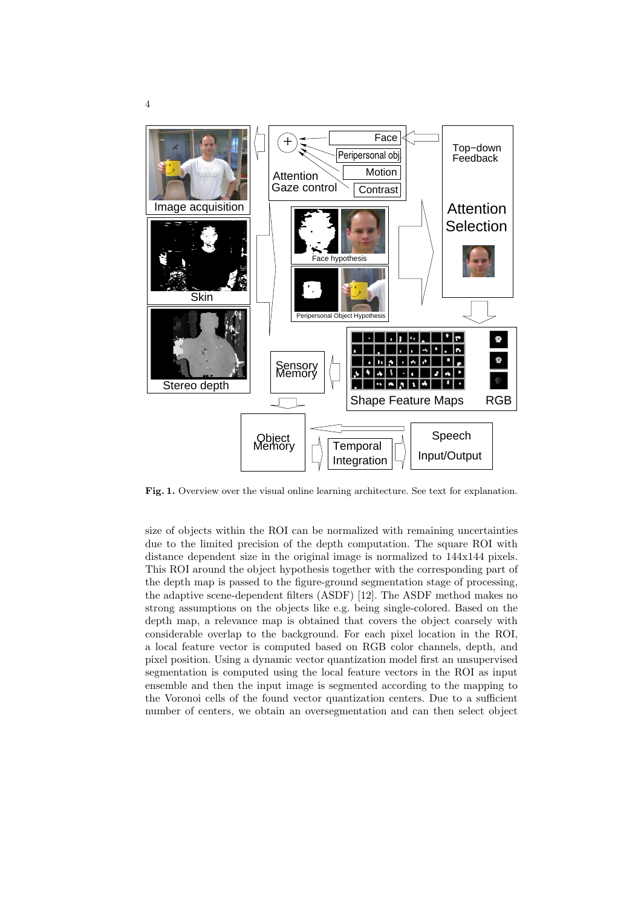**Fig. 1.** Overview over the visual online learning architecture. See text for explanation.

size of objects within the ROI can be normalized with remaining uncertainties due to the limited precision of the depth computation. The square ROI with distance dependent size in the original image is normalized to 144x144 pixels. This ROI around the object hypothesis together with the corresponding part of the depth map is passed to the figure-ground segmentation stage of processing, the adaptive scene-dependent filters (ASDF) [12]. The ASDF method makes no strong assumptions on the objects like e.g. being single-colored. Based on the depth map, a relevance map is obtained that covers the object coarsely with considerable overlap to the background. For each pixel location in the ROI, a local feature vector is computed based on RGB color channels, depth, and pixel position. Using a dynamic vector quantization model first an unsupervised segmentation is computed using the local feature vectors in the ROI as input ensemble and then the input image is segmented according to the mapping to the Voronoi cells of the found vector quantization centers. Due to a sufficient number of centers, we obtain an oversegmentation and can then select object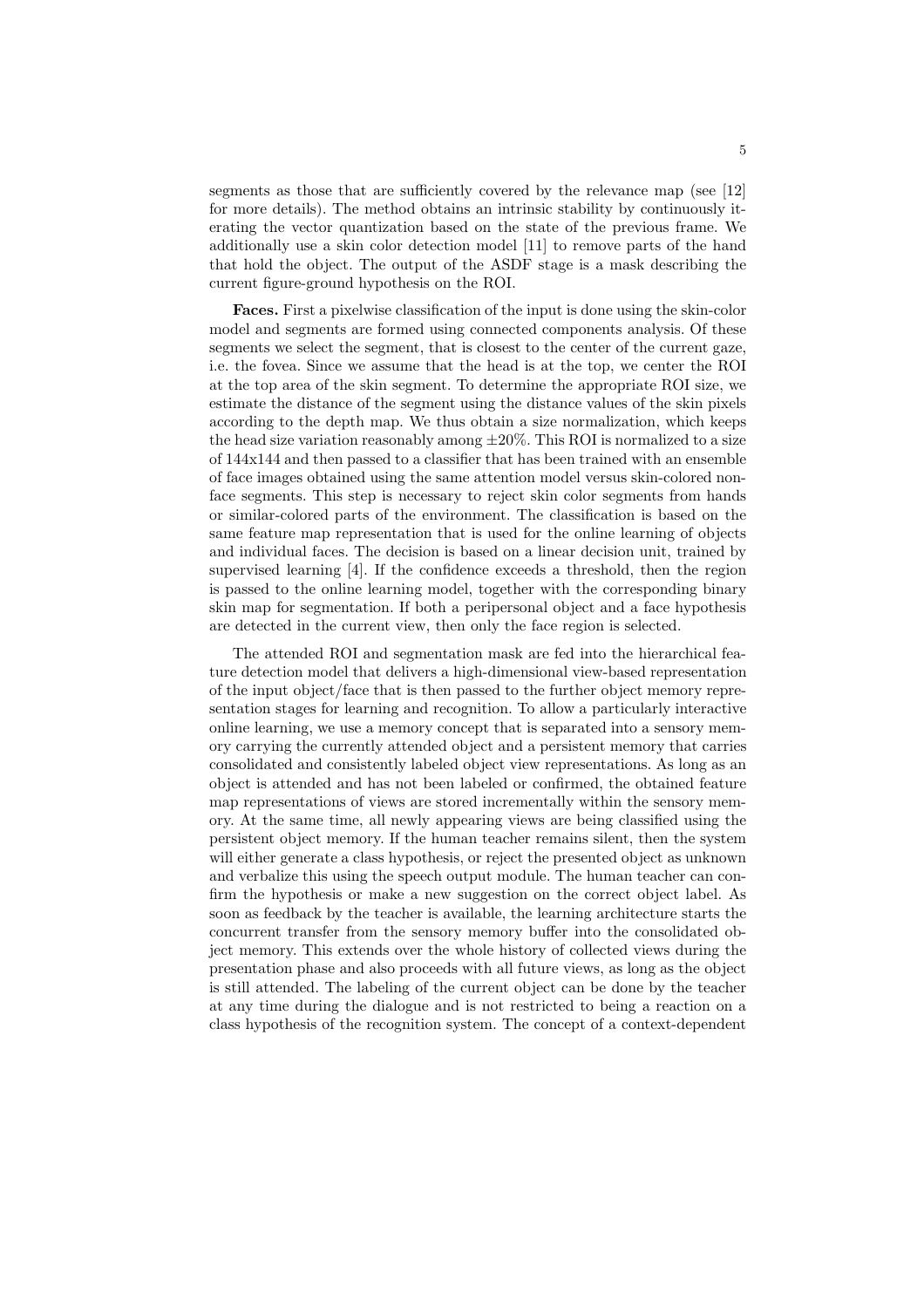segments as those that are sufficiently covered by the relevance map (see [12] for more details). The method obtains an intrinsic stability by continuously iterating the vector quantization based on the state of the previous frame. We additionally use a skin color detection model [11] to remove parts of the hand that hold the object. The output of the ASDF stage is a mask describing the current figure-ground hypothesis on the ROI.

**Faces.** First a pixelwise classification of the input is done using the skin-color model and segments are formed using connected components analysis. Of these segments we select the segment, that is closest to the center of the current gaze, i.e. the fovea. Since we assume that the head is at the top, we center the ROI at the top area of the skin segment. To determine the appropriate ROI size, we estimate the distance of the segment using the distance values of the skin pixels according to the depth map. We thus obtain a size normalization, which keeps the head size variation reasonably among $\pm 20\%$. This ROI is normalized to a size of 144x144 and then passed to a classifier that has been trained with an ensemble of face images obtained using the same attention model versus skin-colored non-face segments. This step is necessary to reject skin color segments from hands or similar-colored parts of the environment. The classification is based on the same feature map representation that is used for the online learning of objects and individual faces. The decision is based on a linear decision unit, trained by supervised learning [4]. If the confidence exceeds a threshold, then the region is passed to the online learning model, together with the corresponding binary skin map for segmentation. If both a peripersonal object and a face hypothesis are detected in the current view, then only the face region is selected.

The attended ROI and segmentation mask are fed into the hierarchical feature detection model that delivers a high-dimensional view-based representation of the input object/face that is then passed to the further object memory representation stages for learning and recognition. To allow a particularly interactive online learning, we use a memory concept that is separated into a sensory memory carrying the currently attended object and a persistent memory that carries consolidated and consistently labeled object view representations. As long as an object is attended and has not been labeled or confirmed, the obtained feature map representations of views are stored incrementally within the sensory memory. At the same time, all newly appearing views are being classified using the persistent object memory. If the human teacher remains silent, then the system will either generate a class hypothesis, or reject the presented object as unknown and verbalize this using the speech output module. The human teacher can confirm the hypothesis or make a new suggestion on the correct object label. As soon as feedback by the teacher is available, the learning architecture starts the concurrent transfer from the sensory memory buffer into the consolidated object memory. This extends over the whole history of collected views during the presentation phase and also proceeds with all future views, as long as the object is still attended. The labeling of the current object can be done by the teacher at any time during the dialogue and is not restricted to being a reaction on a class hypothesis of the recognition system. The concept of a context-dependent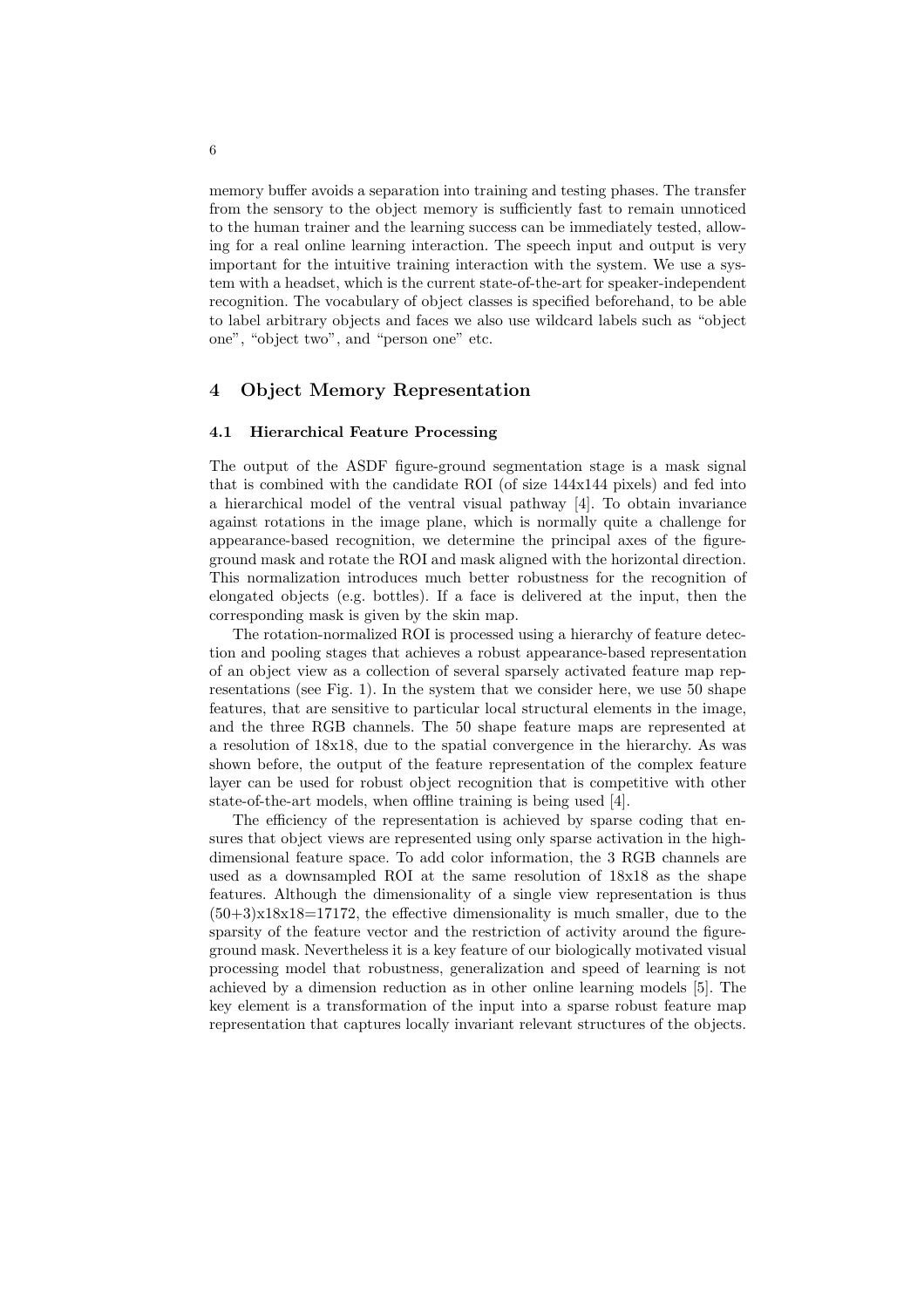memory buffer avoids a separation into training and testing phases. The transfer from the sensory to the object memory is sufficiently fast to remain unnoticed to the human trainer and the learning success can be immediately tested, allowing for a real online learning interaction. The speech input and output is very important for the intuitive training interaction with the system. We use a system with a headset, which is the current state-of-the-art for speaker-independent recognition. The vocabulary of object classes is specified beforehand, to be able to label arbitrary objects and faces we also use wildcard labels such as "object one", "object two", and "person one" etc.

## 4 Object Memory Representation

### 4.1 Hierarchical Feature Processing

The output of the ASDF figure-ground segmentation stage is a mask signal that is combined with the candidate ROI (of size 144x144 pixels) and fed into a hierarchical model of the ventral visual pathway [4]. To obtain invariance against rotations in the image plane, which is normally quite a challenge for appearance-based recognition, we determine the principal axes of the figure-ground mask and rotate the ROI and mask aligned with the horizontal direction. This normalization introduces much better robustness for the recognition of elongated objects (e.g. bottles). If a face is delivered at the input, then the corresponding mask is given by the skin map.

The rotation-normalized ROI is processed using a hierarchy of feature detection and pooling stages that achieves a robust appearance-based representation of an object view as a collection of several sparsely activated feature map representations (see Fig. 1). In the system that we consider here, we use 50 shape features, that are sensitive to particular local structural elements in the image, and the three RGB channels. The 50 shape feature maps are represented at a resolution of 18x18, due to the spatial convergence in the hierarchy. As was shown before, the output of the feature representation of the complex feature layer can be used for robust object recognition that is competitive with other state-of-the-art models, when offline training is being used [4].

The efficiency of the representation is achieved by sparse coding that ensures that object views are represented using only sparse activation in the high-dimensional feature space. To add color information, the 3 RGB channels are used as a downsampled ROI at the same resolution of 18x18 as the shape features. Although the dimensionality of a single view representation is thus (50+3)x18x18=17172, the effective dimensionality is much smaller, due to the sparsity of the feature vector and the restriction of activity around the figure-ground mask. Nevertheless it is a key feature of our biologically motivated visual processing model that robustness, generalization and speed of learning is not achieved by a dimension reduction as in other online learning models [5]. The key element is a transformation of the input into a sparse robust feature map representation that captures locally invariant relevant structures of the objects.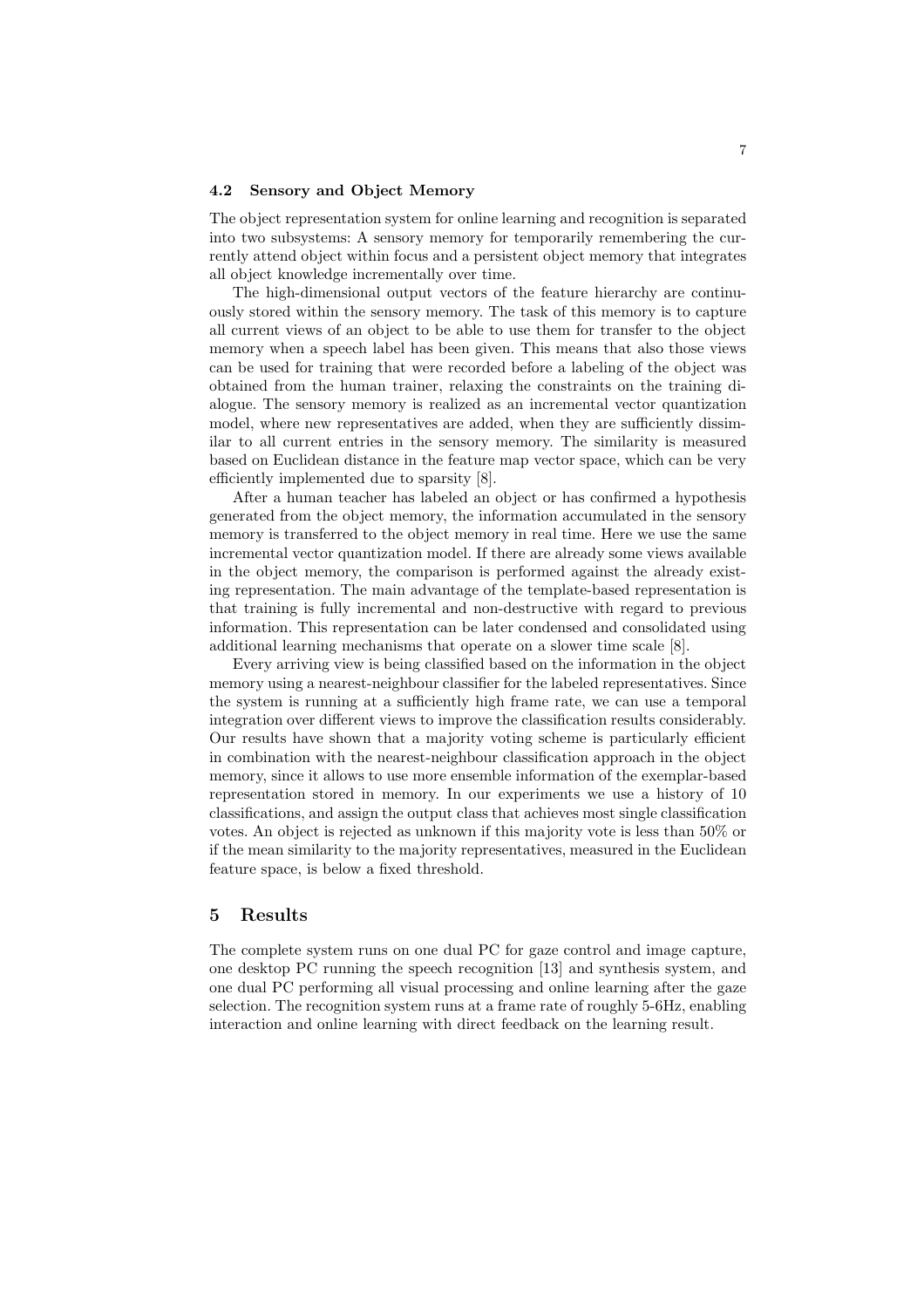### 4.2 Sensory and Object Memory

The object representation system for online learning and recognition is separated into two subsystems: A sensory memory for temporarily remembering the currently attend object within focus and a persistent object memory that integrates all object knowledge incrementally over time.

The high-dimensional output vectors of the feature hierarchy are continuously stored within the sensory memory. The task of this memory is to capture all current views of an object to be able to use them for transfer to the object memory when a speech label has been given. This means that also those views can be used for training that were recorded before a labeling of the object was obtained from the human trainer, relaxing the constraints on the training dialogue. The sensory memory is realized as an incremental vector quantization model, where new representatives are added, when they are sufficiently dissimilar to all current entries in the sensory memory. The similarity is measured based on Euclidean distance in the feature map vector space, which can be very efficiently implemented due to sparsity [8].

After a human teacher has labeled an object or has confirmed a hypothesis generated from the object memory, the information accumulated in the sensory memory is transferred to the object memory in real time. Here we use the same incremental vector quantization model. If there are already some views available in the object memory, the comparison is performed against the already existing representation. The main advantage of the template-based representation is that training is fully incremental and non-destructive with regard to previous information. This representation can be later condensed and consolidated using additional learning mechanisms that operate on a slower time scale [8].

Every arriving view is being classified based on the information in the object memory using a nearest-neighbour classifier for the labeled representatives. Since the system is running at a sufficiently high frame rate, we can use a temporal integration over different views to improve the classification results considerably. Our results have shown that a majority voting scheme is particularly efficient in combination with the nearest-neighbour classification approach in the object memory, since it allows to use more ensemble information of the exemplar-based representation stored in memory. In our experiments we use a history of 10 classifications, and assign the output class that achieves most single classification votes. An object is rejected as unknown if this majority vote is less than 50% or if the mean similarity to the majority representatives, measured in the Euclidean feature space, is below a fixed threshold.

## 5 Results

The complete system runs on one dual PC for gaze control and image capture, one desktop PC running the speech recognition [13] and synthesis system, and one dual PC performing all visual processing and online learning after the gaze selection. The recognition system runs at a frame rate of roughly 5-6Hz, enabling interaction and online learning with direct feedback on the learning result.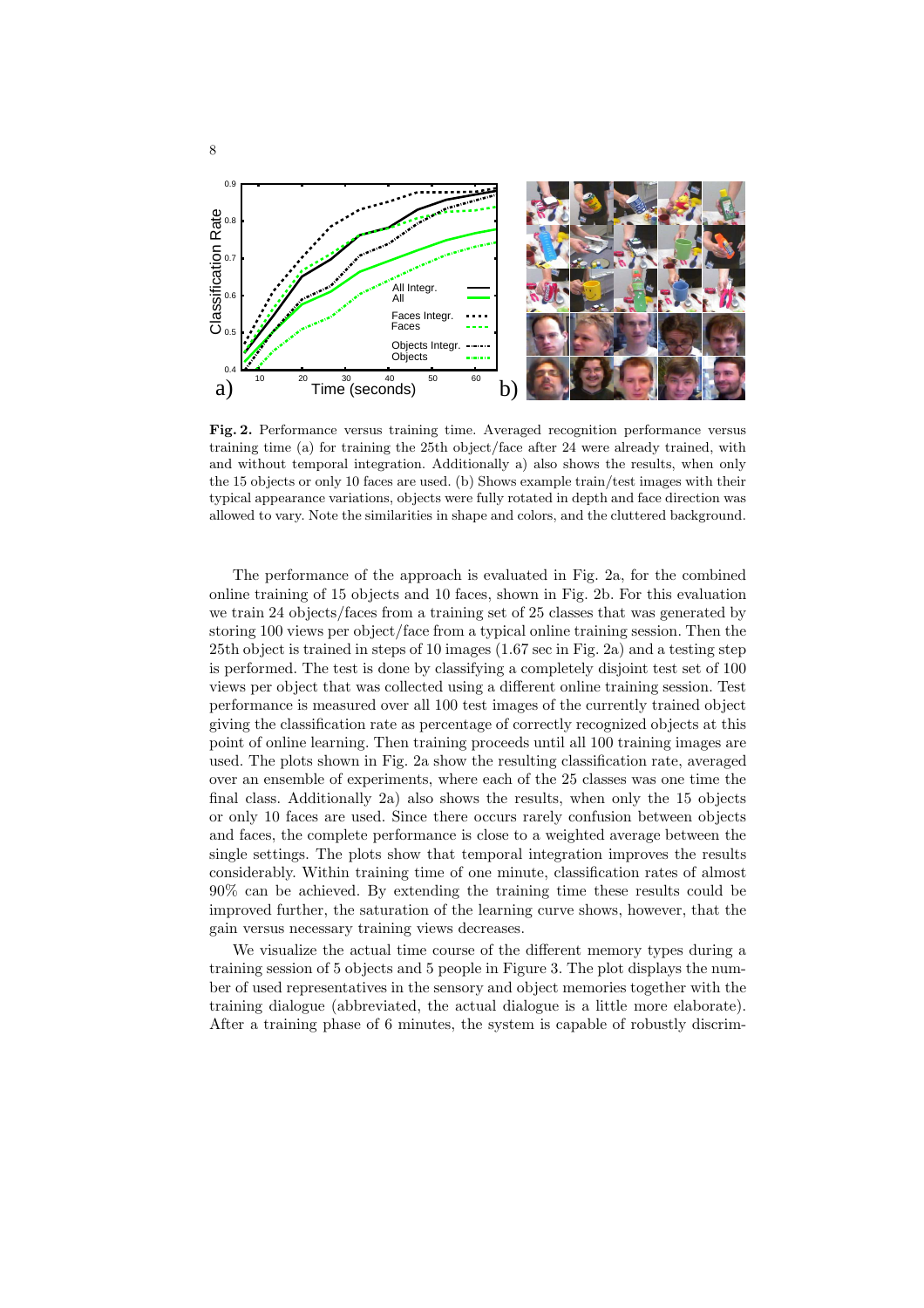**Fig. 2.** Performance versus training time. Averaged recognition performance versus training time (a) for training the 25th object/face after 24 were already trained, with and without temporal integration. Additionally a) also shows the results, when only the 15 objects or only 10 faces are used. (b) Shows example train/test images with their typical appearance variations, objects were fully rotated in depth and face direction was allowed to vary. Note the similarities in shape and colors, and the cluttered background.

The performance of the approach is evaluated in Fig. 2a, for the combined online training of 15 objects and 10 faces, shown in Fig. 2b. For this evaluation we train 24 objects/faces from a training set of 25 classes that was generated by storing 100 views per object/face from a typical online training session. Then the 25th object is trained in steps of 10 images (1.67 sec in Fig. 2a) and a testing step is performed. The test is done by classifying a completely disjoint test set of 100 views per object that was collected using a different online training session. Test performance is measured over all 100 test images of the currently trained object giving the classification rate as percentage of correctly recognized objects at this point of online learning. Then training proceeds until all 100 training images are used. The plots shown in Fig. 2a show the resulting classification rate, averaged over an ensemble of experiments, where each of the 25 classes was one time the final class. Additionally 2a) also shows the results, when only the 15 objects or only 10 faces are used. Since there occurs rarely confusion between objects and faces, the complete performance is close to a weighted average between the single settings. The plots show that temporal integration improves the results considerably. Within training time of one minute, classification rates of almost 90% can be achieved. By extending the training time these results could be improved further, the saturation of the learning curve shows, however, that the gain versus necessary training views decreases.

We visualize the actual time course of the different memory types during a training session of 5 objects and 5 people in Figure 3. The plot displays the number of used representatives in the sensory and object memories together with the training dialogue (abbreviated, the actual dialogue is a little more elaborate). After a training phase of 6 minutes, the system is capable of robustly discrim-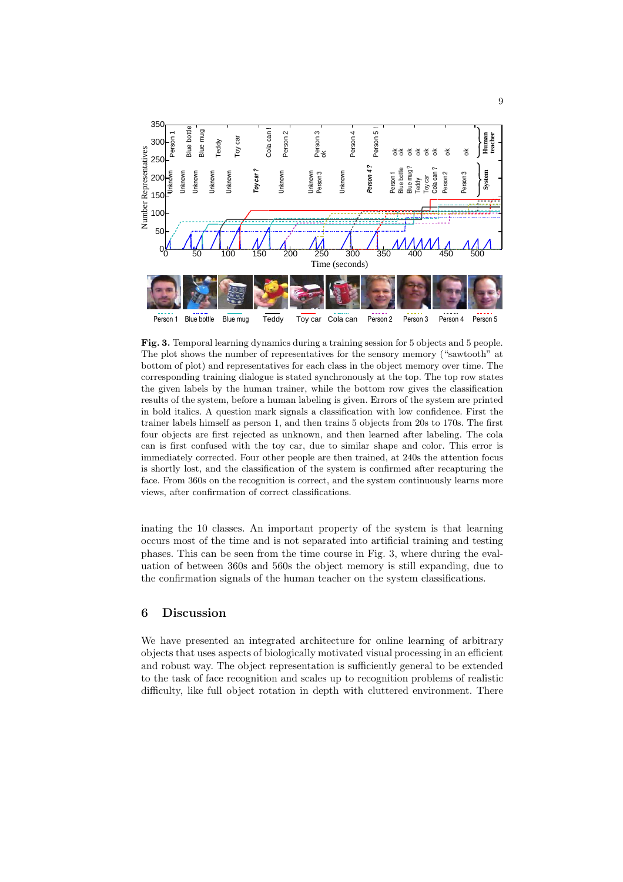**Fig. 3.** Temporal learning dynamics during a training session for 5 objects and 5 people. The plot shows the number of representatives for the sensory memory ("sawtooth" at bottom of plot) and representatives for the object memory over time. The corresponding training dialogue is stated synchronously at the top. The top row states the given labels by the human trainer, while the bottom row gives the classification results of the system, before a human labeling is given. Errors of the system are printed in bold italics. A question mark signals a classification with low confidence. First the trainer labels himself as person 1, and then trains 5 objects from 20s to 170s. The first four objects are first rejected as unknown, and then learned after labeling. The cola can is first confused with the toy car, due to similar shape and color. This error is immediately corrected. Four other people are then trained, at 240s the attention focus is shortly lost, and the classification of the system is confirmed after recapturing the face. From 360s on the recognition is correct, and the system continuously learns more views, after confirmation of correct classifications.

inating the 10 classes. An important property of the system is that learning occurs most of the time and is not separated into artificial training and testing phases. This can be seen from the time course in Fig. 3, where during the evaluation of between 360s and 560s the object memory is still expanding, due to the confirmation signals of the human teacher on the system classifications.

## 6 Discussion

We have presented an integrated architecture for online learning of arbitrary objects that uses aspects of biologically motivated visual processing in an efficient and robust way. The object representation is sufficiently general to be extended to the task of face recognition and scales up to recognition problems of realistic difficulty, like full object rotation in depth with cluttered environment. There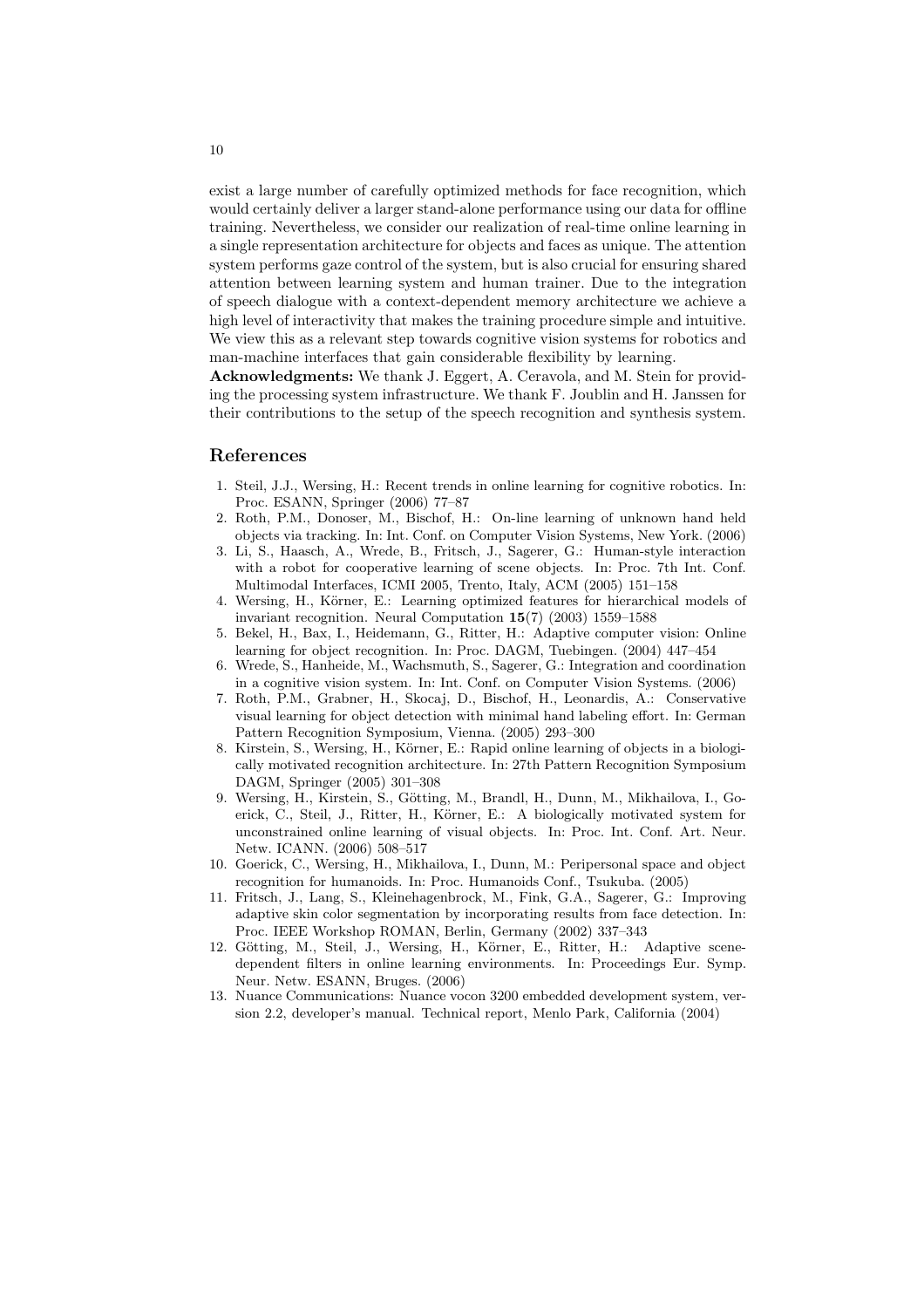exist a large number of carefully optimized methods for face recognition, which would certainly deliver a larger stand-alone performance using our data for offline training. Nevertheless, we consider our realization of real-time online learning in a single representation architecture for objects and faces as unique. The attention system performs gaze control of the system, but is also crucial for ensuring shared attention between learning system and human trainer. Due to the integration of speech dialogue with a context-dependent memory architecture we achieve a high level of interactivity that makes the training procedure simple and intuitive. We view this as a relevant step towards cognitive vision systems for robotics and man-machine interfaces that gain considerable flexibility by learning.

**Acknowledgments:** We thank J. Eggert, A. Ceravola, and M. Stein for providing the processing system infrastructure. We thank F. Joublin and H. Janssen for their contributions to the setup of the speech recognition and synthesis system.

## References

1. Steil, J.J., Wersing, H.: Recent trends in online learning for cognitive robotics. In: Proc. ESANN, Springer (2006) 77–87
2. Roth, P.M., Donoser, M., Bischof, H.: On-line learning of unknown hand held objects via tracking. In: Int. Conf. on Computer Vision Systems, New York. (2006)
3. Li, S., Haasch, A., Wrede, B., Fritsch, J., Sagerer, G.: Human-style interaction with a robot for cooperative learning of scene objects. In: Proc. 7th Int. Conf. Multimodal Interfaces, ICMI 2005, Trento, Italy, ACM (2005) 151–158
4. Wersing, H., Körner, E.: Learning optimized features for hierarchical models of invariant recognition. Neural Computation **15**(7) (2003) 1559–1588
5. Bekel, H., Bax, I., Heidemann, G., Ritter, H.: Adaptive computer vision: Online learning for object recognition. In: Proc. DAGM, Tuebingen. (2004) 447–454
6. Wrede, S., Hanheide, M., Wachsmuth, S., Sagerer, G.: Integration and coordination in a cognitive vision system. In: Int. Conf. on Computer Vision Systems. (2006)
7. Roth, P.M., Grabner, H., Skocaj, D., Bischof, H., Leonardis, A.: Conservative visual learning for object detection with minimal hand labeling effort. In: German Pattern Recognition Symposium, Vienna. (2005) 293–300
8. Kirstein, S., Wersing, H., Körner, E.: Rapid online learning of objects in a biologically motivated recognition architecture. In: 27th Pattern Recognition Symposium DAGM, Springer (2005) 301–308
9. Wersing, H., Kirstein, S., Götting, M., Brandl, H., Dunn, M., Mikhailova, I., Goerick, C., Steil, J., Ritter, H., Körner, E.: A biologically motivated system for unconstrained online learning of visual objects. In: Proc. Int. Conf. Art. Neur. Netw. ICANN. (2006) 508–517
10. Goerick, C., Wersing, H., Mikhailova, I., Dunn, M.: Peripersonal space and object recognition for humanoids. In: Proc. Humanoids Conf., Tsukuba. (2005)
11. Fritsch, J., Lang, S., Kleinehagenbrock, M., Fink, G.A., Sagerer, G.: Improving adaptive skin color segmentation by incorporating results from face detection. In: Proc. IEEE Workshop ROMAN, Berlin, Germany (2002) 337–343
12. Götting, M., Steil, J., Wersing, H., Körner, E., Ritter, H.: Adaptive scene-dependent filters in online learning environments. In: Proceedings Eur. Symp. Neur. Netw. ESANN, Bruges. (2006)
13. Nuance Communications: Nuance vocon 3200 embedded development system, version 2.2, developer's manual. Technical report, Menlo Park, California (2004)